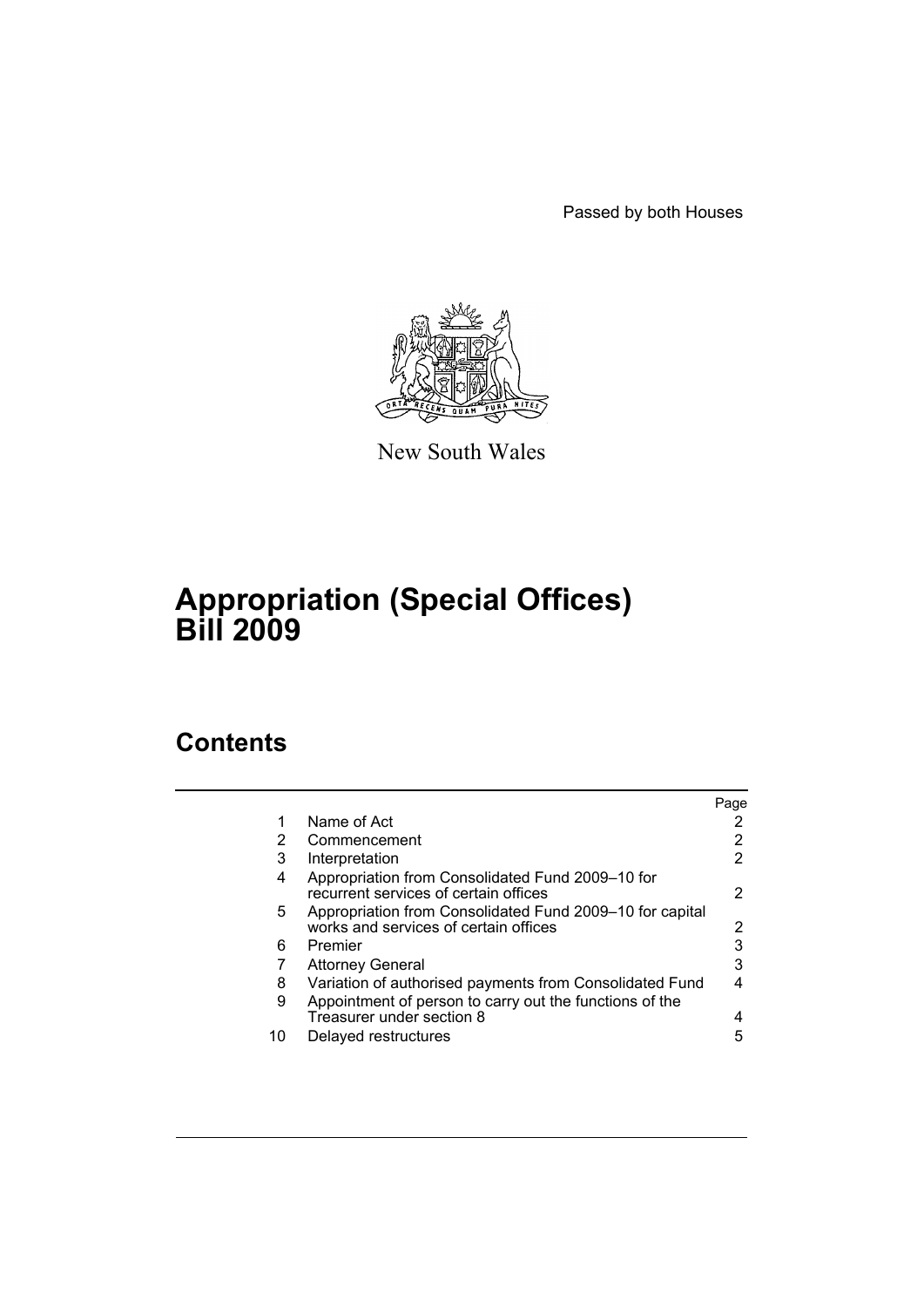Passed by both Houses

New South Wales

# Appropriation (Special Offices) Bill 2009

## Contents

| | | Page |
|---|---|---|
| 1 | Name of Act | 2 |
| 2 | Commencement | 2 |
| 3 | Interpretation | 2 |
| 4 | Appropriation from Consolidated Fund 2009–10 for recurrent services of certain offices | 2 |
| 5 | Appropriation from Consolidated Fund 2009–10 for capital works and services of certain offices | 2 |
| 6 | Premier | 3 |
| 7 | Attorney General | 3 |
| 8 | Variation of authorised payments from Consolidated Fund | 4 |
| 9 | Appointment of person to carry out the functions of the Treasurer under section 8 | 4 |
| 10 | Delayed restructures | 5 |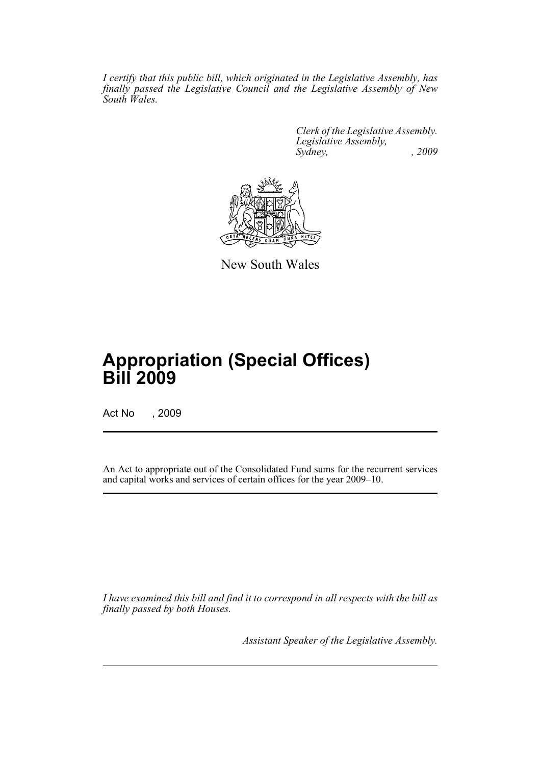*I certify that this public bill, which originated in the Legislative Assembly, has finally passed the Legislative Council and the Legislative Assembly of New South Wales.*

*Clerk of the Legislative Assembly.*
*Legislative Assembly,*
*Sydney, , 2009*

New South Wales

# Appropriation (Special Offices) Bill 2009

Act No , 2009

An Act to appropriate out of the Consolidated Fund sums for the recurrent services and capital works and services of certain offices for the year 2009–10.

*I have examined this bill and find it to correspond in all respects with the bill as finally passed by both Houses.*

*Assistant Speaker of the Legislative Assembly.*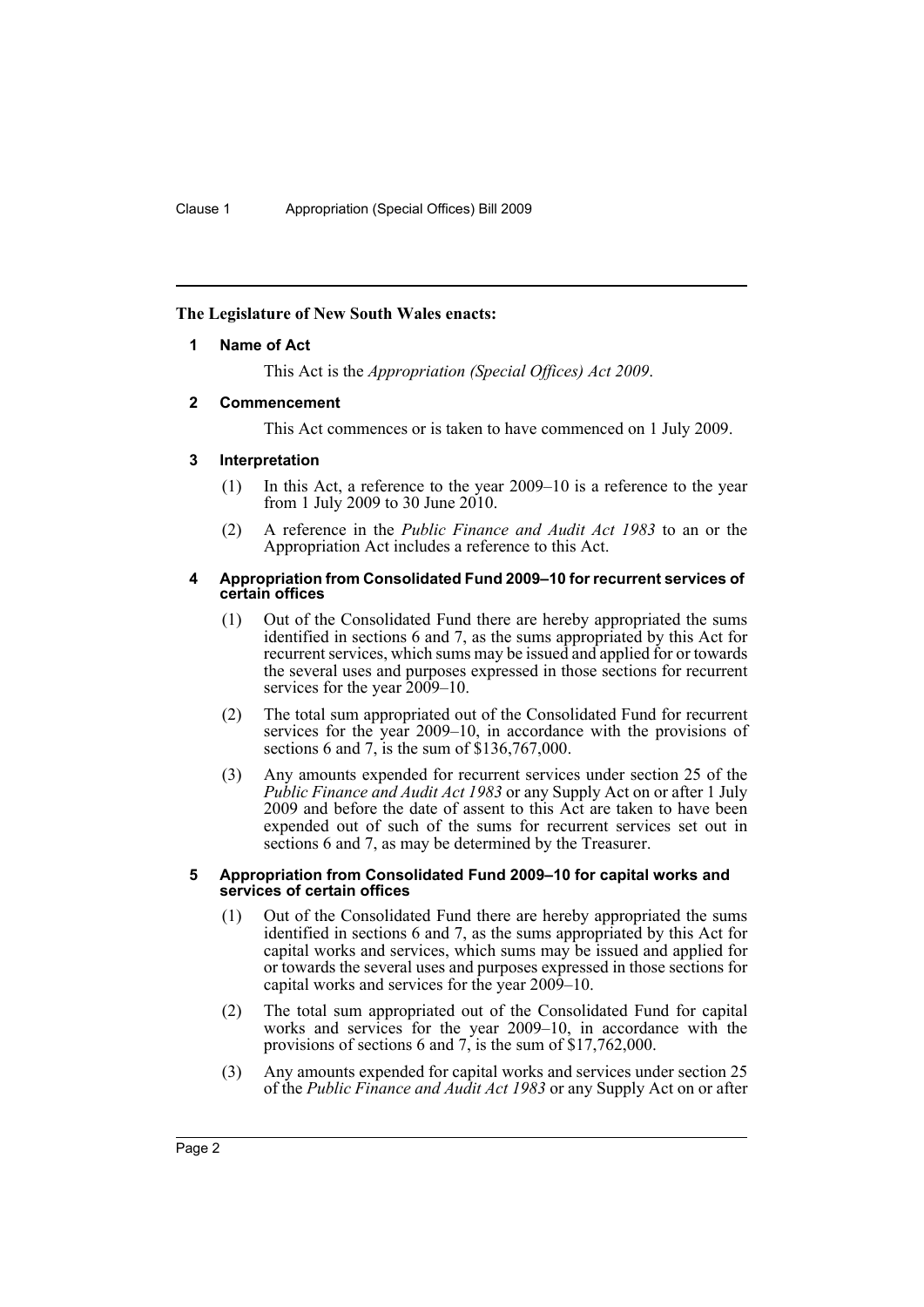**The Legislature of New South Wales enacts:**

#### 1 Name of Act

This Act is the *Appropriation (Special Offices) Act 2009*.

#### 2 Commencement

This Act commences or is taken to have commenced on 1 July 2009.

#### 3 Interpretation

(1) In this Act, a reference to the year 2009–10 is a reference to the year from 1 July 2009 to 30 June 2010.

(2) A reference in the *Public Finance and Audit Act 1983* to an or the Appropriation Act includes a reference to this Act.

#### 4 Appropriation from Consolidated Fund 2009–10 for recurrent services of certain offices

(1) Out of the Consolidated Fund there are hereby appropriated the sums identified in sections 6 and 7, as the sums appropriated by this Act for recurrent services, which sums may be issued and applied for or towards the several uses and purposes expressed in those sections for recurrent services for the year 2009–10.

(2) The total sum appropriated out of the Consolidated Fund for recurrent services for the year 2009–10, in accordance with the provisions of sections 6 and 7, is the sum of $136,767,000.

(3) Any amounts expended for recurrent services under section 25 of the *Public Finance and Audit Act 1983* or any Supply Act on or after 1 July 2009 and before the date of assent to this Act are taken to have been expended out of such of the sums for recurrent services set out in sections 6 and 7, as may be determined by the Treasurer.

#### 5 Appropriation from Consolidated Fund 2009–10 for capital works and services of certain offices

(1) Out of the Consolidated Fund there are hereby appropriated the sums identified in sections 6 and 7, as the sums appropriated by this Act for capital works and services, which sums may be issued and applied for or towards the several uses and purposes expressed in those sections for capital works and services for the year 2009–10.

(2) The total sum appropriated out of the Consolidated Fund for capital works and services for the year 2009–10, in accordance with the provisions of sections 6 and 7, is the sum of $17,762,000.

(3) Any amounts expended for capital works and services under section 25 of the *Public Finance and Audit Act 1983* or any Supply Act on or after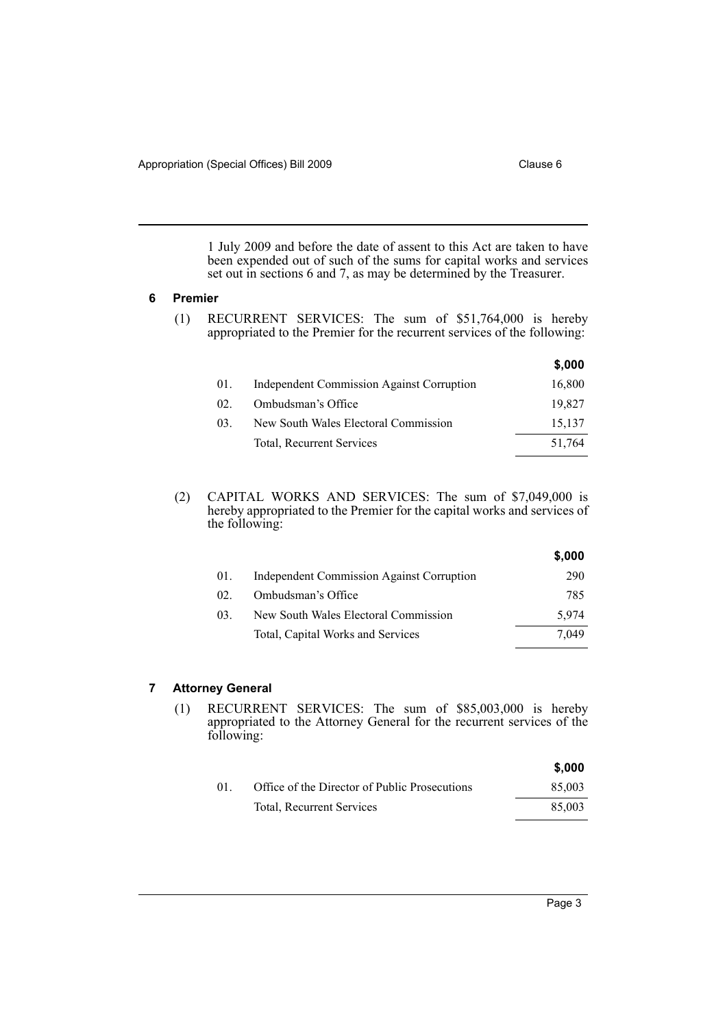1 July 2009 and before the date of assent to this Act are taken to have been expended out of such of the sums for capital works and services set out in sections 6 and 7, as may be determined by the Treasurer.

## 6 Premier

(1) RECURRENT SERVICES: The sum of $51,764,000 is hereby appropriated to the Premier for the recurrent services of the following:

| | | $,000 |
|---|---|---|
| 01. | Independent Commission Against Corruption | 16,800 |
| 02. | Ombudsman's Office | 19,827 |
| 03. | New South Wales Electoral Commission | 15,137 |
| | Total, Recurrent Services | 51,764 |

(2) CAPITAL WORKS AND SERVICES: The sum of $7,049,000 is hereby appropriated to the Premier for the capital works and services of the following:

| | | $,000 |
|---|---|---|
| 01. | Independent Commission Against Corruption | 290 |
| 02. | Ombudsman's Office | 785 |
| 03. | New South Wales Electoral Commission | 5,974 |
| | Total, Capital Works and Services | 7,049 |

## 7 Attorney General

(1) RECURRENT SERVICES: The sum of $85,003,000 is hereby appropriated to the Attorney General for the recurrent services of the following:

| | | $,000 |
|---|---|---|
| 01. | Office of the Director of Public Prosecutions | 85,003 |
| | Total, Recurrent Services | 85,003 |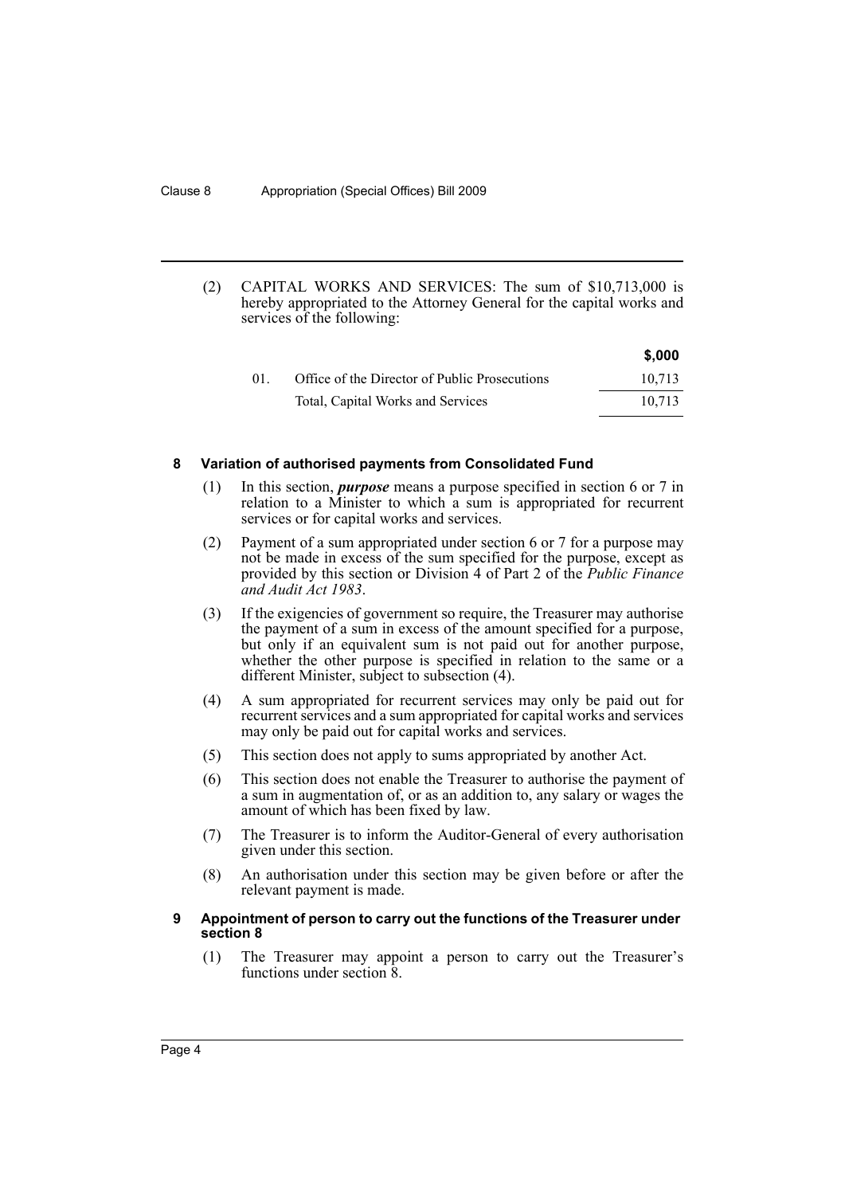(2) CAPITAL WORKS AND SERVICES: The sum of $10,713,000 is hereby appropriated to the Attorney General for the capital works and services of the following:

| | | $,000 |
|---|---|---|
| 01. | Office of the Director of Public Prosecutions | 10,713 |
| | Total, Capital Works and Services | 10,713 |

#### 8 Variation of authorised payments from Consolidated Fund

(1) In this section, ***purpose*** means a purpose specified in section 6 or 7 in relation to a Minister to which a sum is appropriated for recurrent services or for capital works and services.

(2) Payment of a sum appropriated under section 6 or 7 for a purpose may not be made in excess of the sum specified for the purpose, except as provided by this section or Division 4 of Part 2 of the *Public Finance and Audit Act 1983*.

(3) If the exigencies of government so require, the Treasurer may authorise the payment of a sum in excess of the amount specified for a purpose, but only if an equivalent sum is not paid out for another purpose, whether the other purpose is specified in relation to the same or a different Minister, subject to subsection (4).

(4) A sum appropriated for recurrent services may only be paid out for recurrent services and a sum appropriated for capital works and services may only be paid out for capital works and services.

(5) This section does not apply to sums appropriated by another Act.

(6) This section does not enable the Treasurer to authorise the payment of a sum in augmentation of, or as an addition to, any salary or wages the amount of which has been fixed by law.

(7) The Treasurer is to inform the Auditor-General of every authorisation given under this section.

(8) An authorisation under this section may be given before or after the relevant payment is made.

#### 9 Appointment of person to carry out the functions of the Treasurer under section 8

(1) The Treasurer may appoint a person to carry out the Treasurer's functions under section 8.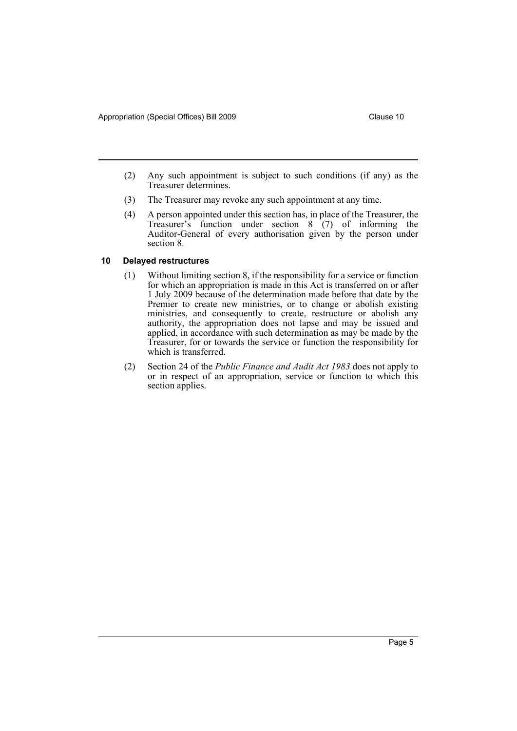(2) Any such appointment is subject to such conditions (if any) as the Treasurer determines.

(3) The Treasurer may revoke any such appointment at any time.

(4) A person appointed under this section has, in place of the Treasurer, the Treasurer's function under section 8 (7) of informing the Auditor-General of every authorisation given by the person under section 8.

### 10 Delayed restructures

(1) Without limiting section 8, if the responsibility for a service or function for which an appropriation is made in this Act is transferred on or after 1 July 2009 because of the determination made before that date by the Premier to create new ministries, or to change or abolish existing ministries, and consequently to create, restructure or abolish any authority, the appropriation does not lapse and may be issued and applied, in accordance with such determination as may be made by the Treasurer, for or towards the service or function the responsibility for which is transferred.

(2) Section 24 of the *Public Finance and Audit Act 1983* does not apply to or in respect of an appropriation, service or function to which this section applies.